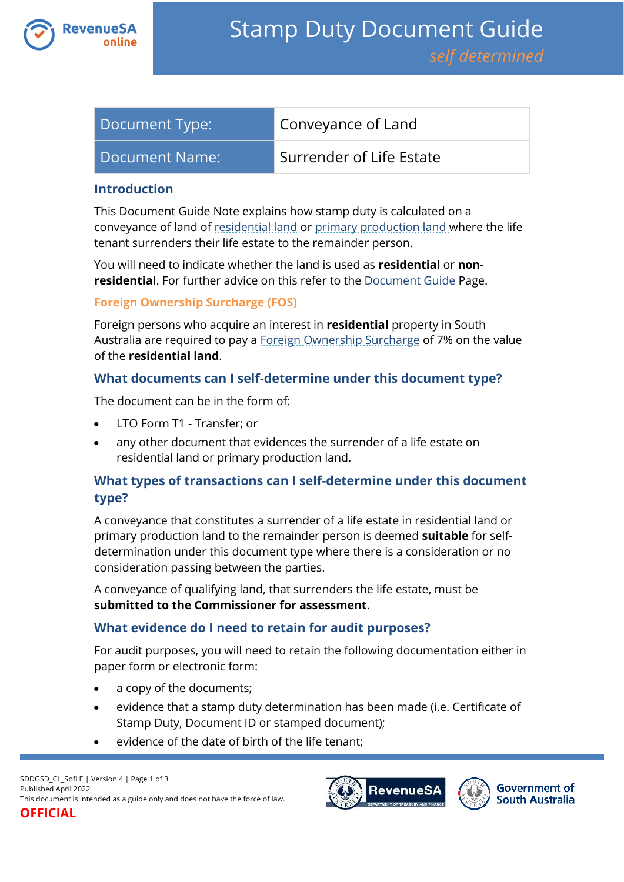# Stamp Duty Document Guide

*self determined*

| Document Type: | Conveyance of Land |
|---|---|
| Document Name: | Surrender of Life Estate |

## Introduction

This Document Guide Note explains how stamp duty is calculated on a conveyance of land of residential land or primary production land where the life tenant surrenders their life estate to the remainder person.

You will need to indicate whether the land is used as **residential** or **non-residential**. For further advice on this refer to the Document Guide Page.

### Foreign Ownership Surcharge (FOS)

Foreign persons who acquire an interest in **residential** property in South Australia are required to pay a Foreign Ownership Surcharge of 7% on the value of the **residential land**.

## What documents can I self-determine under this document type?

The document can be in the form of:

- LTO Form T1 - Transfer; or
- any other document that evidences the surrender of a life estate on residential land or primary production land.

## What types of transactions can I self-determine under this document type?

A conveyance that constitutes a surrender of a life estate in residential land or primary production land to the remainder person is deemed **suitable** for self-determination under this document type where there is a consideration or no consideration passing between the parties.

A conveyance of qualifying land, that surrenders the life estate, must be **submitted to the Commissioner for assessment**.

## What evidence do I need to retain for audit purposes?

For audit purposes, you will need to retain the following documentation either in paper form or electronic form:

- a copy of the documents;
- evidence that a stamp duty determination has been made (i.e. Certificate of Stamp Duty, Document ID or stamped document);
- evidence of the date of birth of the life tenant;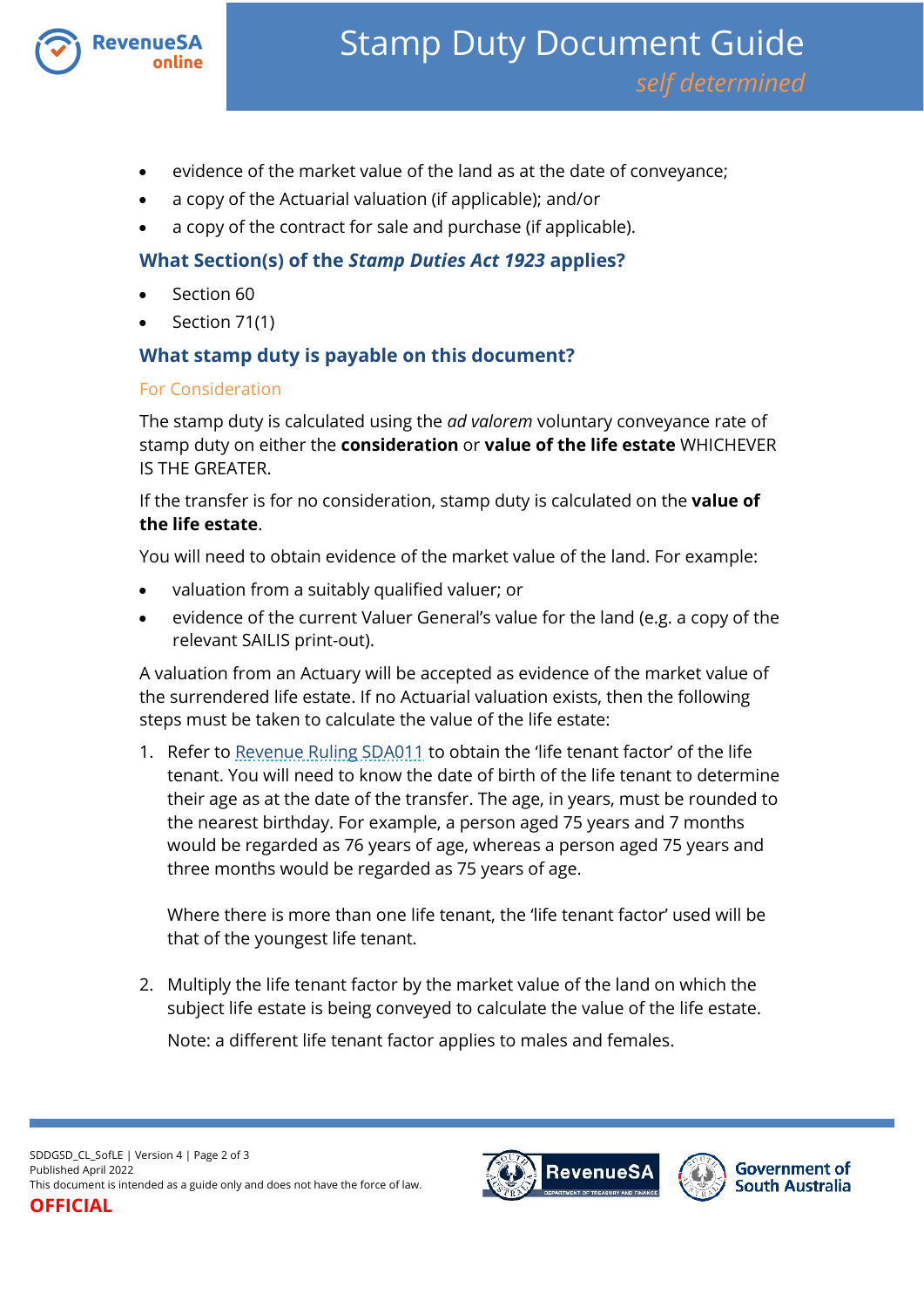- evidence of the market value of the land as at the date of conveyance;
- a copy of the Actuarial valuation (if applicable); and/or
- a copy of the contract for sale and purchase (if applicable).

### What Section(s) of the *Stamp Duties Act 1923* applies?

- Section 60
- Section 71(1)

### What stamp duty is payable on this document?

#### For Consideration

The stamp duty is calculated using the *ad valorem* voluntary conveyance rate of stamp duty on either the **consideration** or **value of the life estate** WHICHEVER IS THE GREATER.

If the transfer is for no consideration, stamp duty is calculated on the **value of the life estate**.

You will need to obtain evidence of the market value of the land. For example:

- valuation from a suitably qualified valuer; or
- evidence of the current Valuer General's value for the land (e.g. a copy of the relevant SAILIS print-out).

A valuation from an Actuary will be accepted as evidence of the market value of the surrendered life estate. If no Actuarial valuation exists, then the following steps must be taken to calculate the value of the life estate:

1. Refer to Revenue Ruling SDA011 to obtain the 'life tenant factor' of the life tenant. You will need to know the date of birth of the life tenant to determine their age as at the date of the transfer. The age, in years, must be rounded to the nearest birthday. For example, a person aged 75 years and 7 months would be regarded as 76 years of age, whereas a person aged 75 years and three months would be regarded as 75 years of age.

   Where there is more than one life tenant, the 'life tenant factor' used will be that of the youngest life tenant.

2. Multiply the life tenant factor by the market value of the land on which the subject life estate is being conveyed to calculate the value of the life estate.

   Note: a different life tenant factor applies to males and females.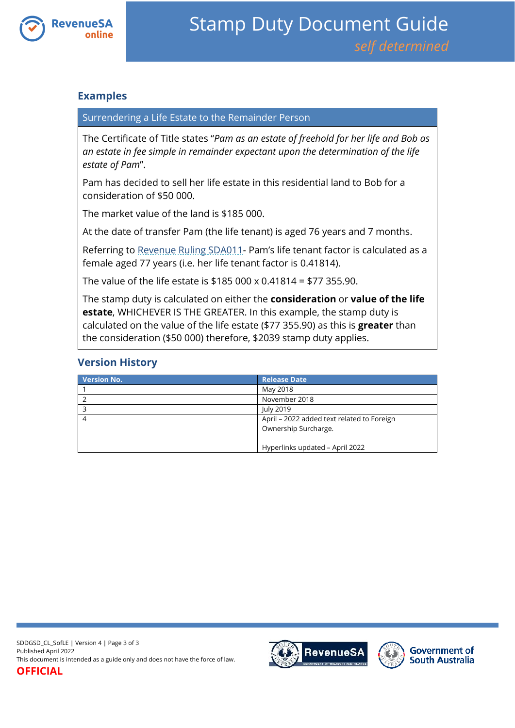## Examples

| Surrendering a Life Estate to the Remainder Person |
|---|
| The Certificate of Title states "*Pam as an estate of freehold for her life and Bob as an estate in fee simple in remainder expectant upon the determination of the life estate of Pam*". <br><br> Pam has decided to sell her life estate in this residential land to Bob for a consideration of $50 000. <br><br> The market value of the land is $185 000. <br><br> At the date of transfer Pam (the life tenant) is aged 76 years and 7 months. <br><br> Referring to Revenue Ruling SDA011- Pam's life tenant factor is calculated as a female aged 77 years (i.e. her life tenant factor is 0.41814). <br><br> The value of the life estate is $185 000 x 0.41814 = $77 355.90. <br><br> The stamp duty is calculated on either the **consideration** or **value of the life estate**, WHICHEVER IS THE GREATER. In this example, the stamp duty is calculated on the value of the life estate ($77 355.90) as this is **greater** than the consideration ($50 000) therefore, $2039 stamp duty applies. |

## Version History

| Version No. | Release Date |
|---|---|
| 1 | May 2018 |
| 2 | November 2018 |
| 3 | July 2019 |
| 4 | April – 2022 added text related to Foreign Ownership Surcharge.<br><br>Hyperlinks updated – April 2022 |

SDDGSD_CL_SofLE | Version 4
Published April 2022
This document is intended as a guide only and does not have the force of law.

**OFFICIAL**